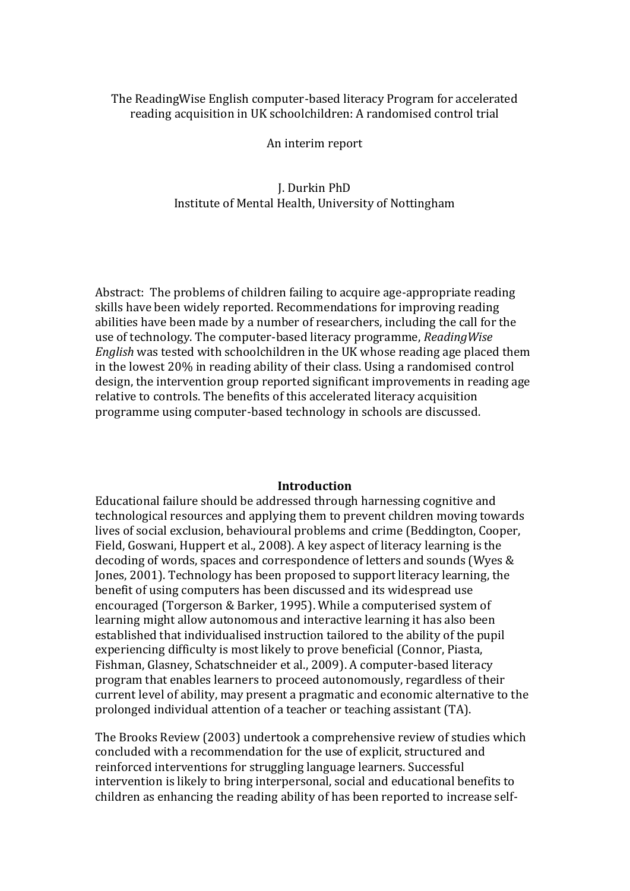The ReadingWise English computer-based literacy Program for accelerated reading acquisition in UK schoolchildren: A randomised control trial

An interim report

J. Durkin PhD
Institute of Mental Health, University of Nottingham

Abstract: The problems of children failing to acquire age-appropriate reading skills have been widely reported. Recommendations for improving reading abilities have been made by a number of researchers, including the call for the use of technology. The computer-based literacy programme, *ReadingWise English* was tested with schoolchildren in the UK whose reading age placed them in the lowest 20% in reading ability of their class. Using a randomised control design, the intervention group reported significant improvements in reading age relative to controls. The benefits of this accelerated literacy acquisition programme using computer-based technology in schools are discussed.

## Introduction

Educational failure should be addressed through harnessing cognitive and technological resources and applying them to prevent children moving towards lives of social exclusion, behavioural problems and crime (Beddington, Cooper, Field, Goswani, Huppert et al., 2008). A key aspect of literacy learning is the decoding of words, spaces and correspondence of letters and sounds (Wyes & Jones, 2001). Technology has been proposed to support literacy learning, the benefit of using computers has been discussed and its widespread use encouraged (Torgerson & Barker, 1995). While a computerised system of learning might allow autonomous and interactive learning it has also been established that individualised instruction tailored to the ability of the pupil experiencing difficulty is most likely to prove beneficial (Connor, Piasta, Fishman, Glasney, Schatschneider et al., 2009). A computer-based literacy program that enables learners to proceed autonomously, regardless of their current level of ability, may present a pragmatic and economic alternative to the prolonged individual attention of a teacher or teaching assistant (TA).

The Brooks Review (2003) undertook a comprehensive review of studies which concluded with a recommendation for the use of explicit, structured and reinforced interventions for struggling language learners. Successful intervention is likely to bring interpersonal, social and educational benefits to children as enhancing the reading ability of has been reported to increase self-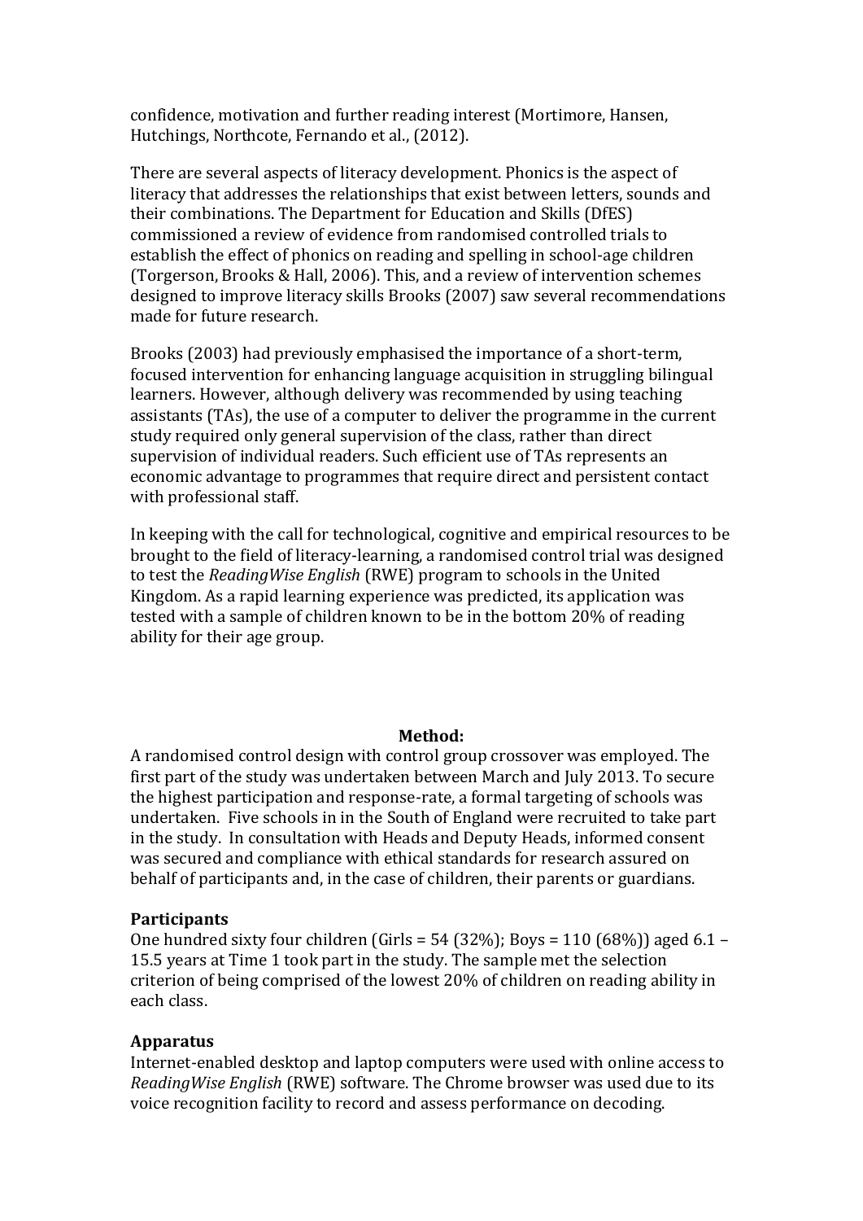confidence, motivation and further reading interest (Mortimore, Hansen, Hutchings, Northcote, Fernando et al., (2012).

There are several aspects of literacy development. Phonics is the aspect of literacy that addresses the relationships that exist between letters, sounds and their combinations. The Department for Education and Skills (DfES) commissioned a review of evidence from randomised controlled trials to establish the effect of phonics on reading and spelling in school-age children (Torgerson, Brooks & Hall, 2006). This, and a review of intervention schemes designed to improve literacy skills Brooks (2007) saw several recommendations made for future research.

Brooks (2003) had previously emphasised the importance of a short-term, focused intervention for enhancing language acquisition in struggling bilingual learners. However, although delivery was recommended by using teaching assistants (TAs), the use of a computer to deliver the programme in the current study required only general supervision of the class, rather than direct supervision of individual readers. Such efficient use of TAs represents an economic advantage to programmes that require direct and persistent contact with professional staff.

In keeping with the call for technological, cognitive and empirical resources to be brought to the field of literacy-learning, a randomised control trial was designed to test the *ReadingWise English* (RWE) program to schools in the United Kingdom. As a rapid learning experience was predicted, its application was tested with a sample of children known to be in the bottom 20% of reading ability for their age group.

## Method:

A randomised control design with control group crossover was employed. The first part of the study was undertaken between March and July 2013. To secure the highest participation and response-rate, a formal targeting of schools was undertaken. Five schools in in the South of England were recruited to take part in the study. In consultation with Heads and Deputy Heads, informed consent was secured and compliance with ethical standards for research assured on behalf of participants and, in the case of children, their parents or guardians.

### Participants

One hundred sixty four children (Girls = 54 (32%); Boys = 110 (68%)) aged 6.1 – 15.5 years at Time 1 took part in the study. The sample met the selection criterion of being comprised of the lowest 20% of children on reading ability in each class.

### Apparatus

Internet-enabled desktop and laptop computers were used with online access to *ReadingWise English* (RWE) software. The Chrome browser was used due to its voice recognition facility to record and assess performance on decoding.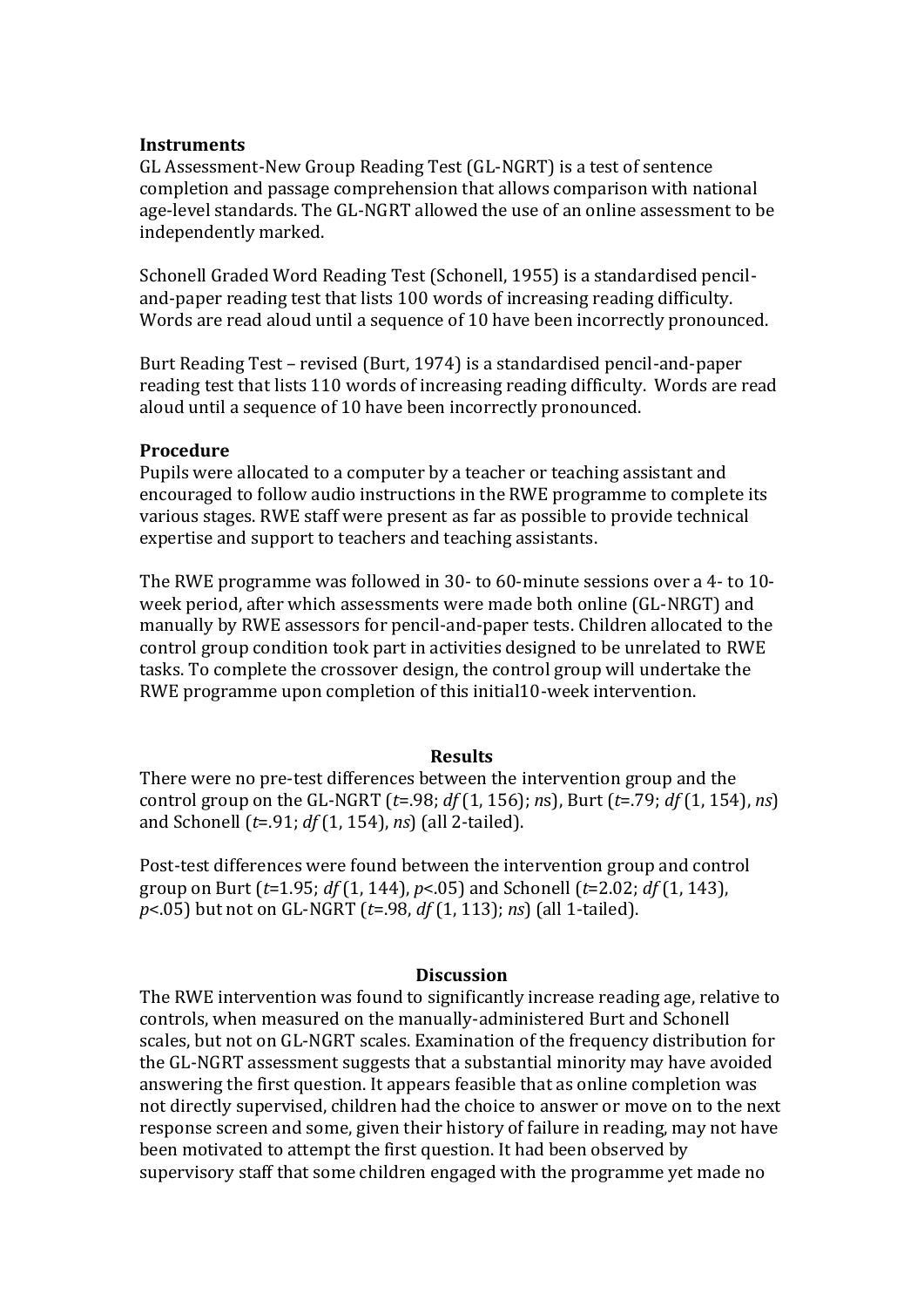**Instruments**

GL Assessment-New Group Reading Test (GL-NGRT) is a test of sentence completion and passage comprehension that allows comparison with national age-level standards. The GL-NGRT allowed the use of an online assessment to be independently marked.

Schonell Graded Word Reading Test (Schonell, 1955) is a standardised pencil-and-paper reading test that lists 100 words of increasing reading difficulty. Words are read aloud until a sequence of 10 have been incorrectly pronounced.

Burt Reading Test – revised (Burt, 1974) is a standardised pencil-and-paper reading test that lists 110 words of increasing reading difficulty. Words are read aloud until a sequence of 10 have been incorrectly pronounced.

**Procedure**

Pupils were allocated to a computer by a teacher or teaching assistant and encouraged to follow audio instructions in the RWE programme to complete its various stages. RWE staff were present as far as possible to provide technical expertise and support to teachers and teaching assistants.

The RWE programme was followed in 30- to 60-minute sessions over a 4- to 10-week period, after which assessments were made both online (GL-NRGT) and manually by RWE assessors for pencil-and-paper tests. Children allocated to the control group condition took part in activities designed to be unrelated to RWE tasks. To complete the crossover design, the control group will undertake the RWE programme upon completion of this initial10-week intervention.

## Results

There were no pre-test differences between the intervention group and the control group on the GL-NGRT ($t$=.98; $df$ (1, 156); *ns*), Burt ($t$=.79; $df$ (1, 154), *ns*) and Schonell ($t$=.91; $df$ (1, 154), *ns*) (all 2-tailed).

Post-test differences were found between the intervention group and control group on Burt ($t$=1.95; $df$ (1, 144), $p$<.05) and Schonell ($t$=2.02; $df$ (1, 143), $p$<.05) but not on GL-NGRT ($t$=.98, $df$ (1, 113); *ns*) (all 1-tailed).

## Discussion

The RWE intervention was found to significantly increase reading age, relative to controls, when measured on the manually-administered Burt and Schonell scales, but not on GL-NGRT scales. Examination of the frequency distribution for the GL-NGRT assessment suggests that a substantial minority may have avoided answering the first question. It appears feasible that as online completion was not directly supervised, children had the choice to answer or move on to the next response screen and some, given their history of failure in reading, may not have been motivated to attempt the first question. It had been observed by supervisory staff that some children engaged with the programme yet made no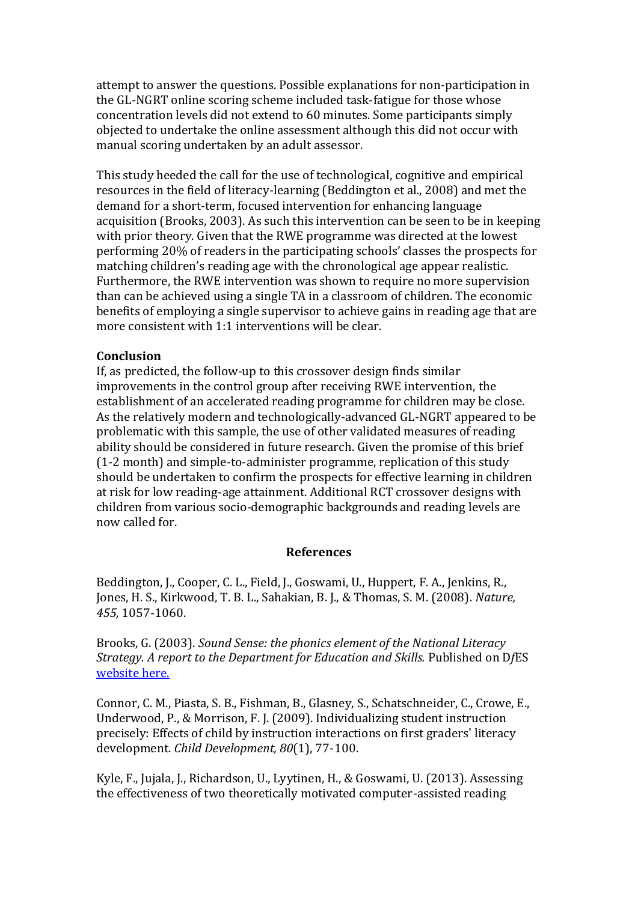attempt to answer the questions. Possible explanations for non-participation in the GL-NGRT online scoring scheme included task-fatigue for those whose concentration levels did not extend to 60 minutes. Some participants simply objected to undertake the online assessment although this did not occur with manual scoring undertaken by an adult assessor.

This study heeded the call for the use of technological, cognitive and empirical resources in the field of literacy-learning (Beddington et al., 2008) and met the demand for a short-term, focused intervention for enhancing language acquisition (Brooks, 2003). As such this intervention can be seen to be in keeping with prior theory. Given that the RWE programme was directed at the lowest performing 20% of readers in the participating schools' classes the prospects for matching children's reading age with the chronological age appear realistic. Furthermore, the RWE intervention was shown to require no more supervision than can be achieved using a single TA in a classroom of children. The economic benefits of employing a single supervisor to achieve gains in reading age that are more consistent with 1:1 interventions will be clear.

**Conclusion**

If, as predicted, the follow-up to this crossover design finds similar improvements in the control group after receiving RWE intervention, the establishment of an accelerated reading programme for children may be close. As the relatively modern and technologically-advanced GL-NGRT appeared to be problematic with this sample, the use of other validated measures of reading ability should be considered in future research. Given the promise of this brief (1-2 month) and simple-to-administer programme, replication of this study should be undertaken to confirm the prospects for effective learning in children at risk for low reading-age attainment. Additional RCT crossover designs with children from various socio-demographic backgrounds and reading levels are now called for.

## References

Beddington, J., Cooper, C. L., Field, J., Goswami, U., Huppert, F. A., Jenkins, R., Jones, H. S., Kirkwood, T. B. L., Sahakian, B. J., & Thomas, S. M. (2008). *Nature, 455,* 1057-1060.

Brooks, G. (2003). *Sound Sense: the phonics element of the National Literacy Strategy. A report to the Department for Education and Skills.* Published on D*f*ES website here.

Connor, C. M., Piasta, S. B., Fishman, B., Glasney, S., Schatschneider, C., Crowe, E., Underwood, P., & Morrison, F. J. (2009). Individualizing student instruction precisely: Effects of child by instruction interactions on first graders' literacy development. *Child Development, 80*(1), 77-100.

Kyle, F., Jujala, J., Richardson, U., Lyytinen, H., & Goswami, U. (2013). Assessing the effectiveness of two theoretically motivated computer-assisted reading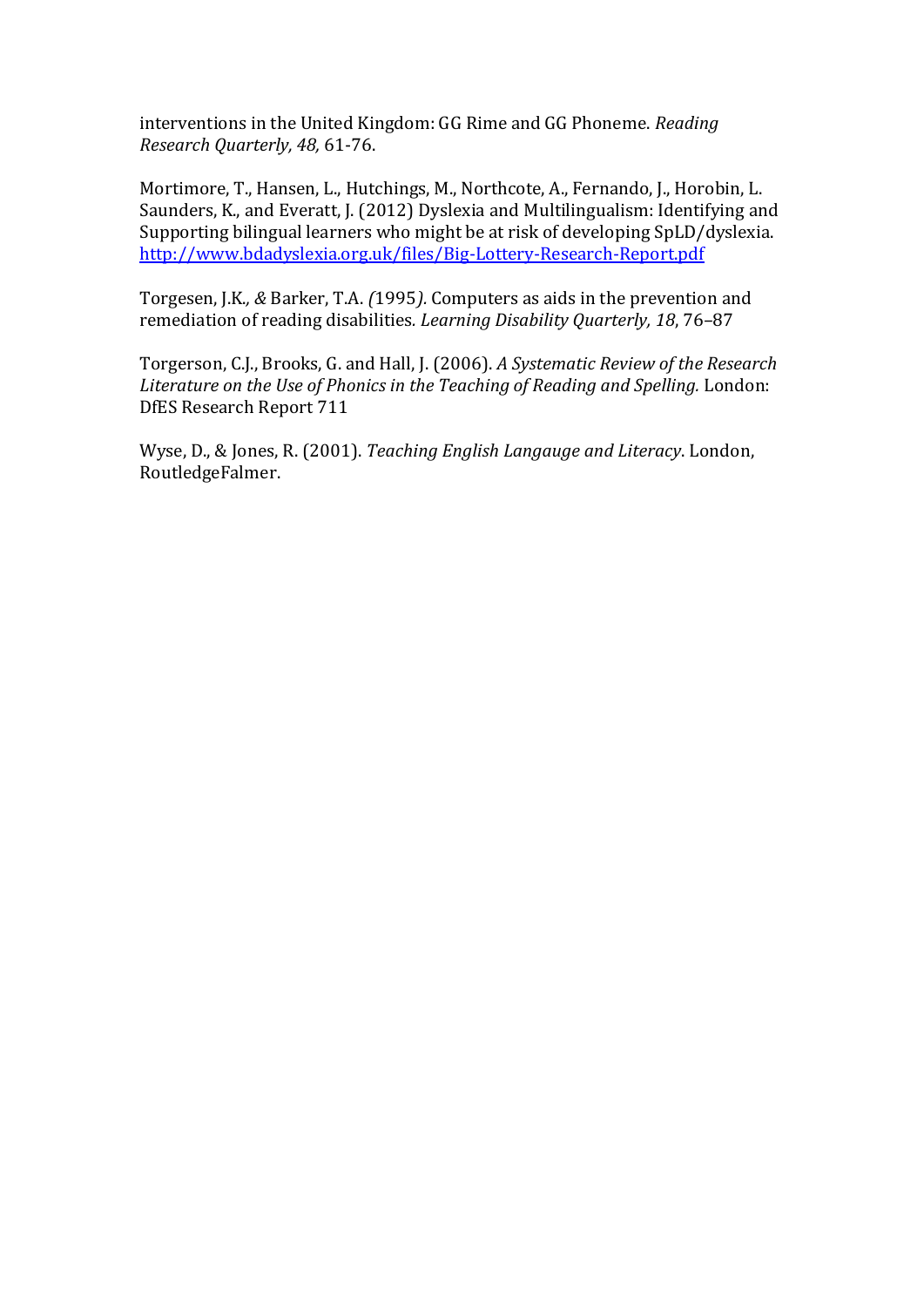interventions in the United Kingdom: GG Rime and GG Phoneme. *Reading Research Quarterly, 48,* 61-76.

Mortimore, T., Hansen, L., Hutchings, M., Northcote, A., Fernando, J., Horobin, L. Saunders, K., and Everatt, J. (2012) Dyslexia and Multilingualism: Identifying and Supporting bilingual learners who might be at risk of developing SpLD/dyslexia. http://www.bdadyslexia.org.uk/files/Big-Lottery-Research-Report.pdf

Torgesen, J.K.*, &* Barker, T.A. *(*1995*).* Computers as aids in the prevention and remediation of reading disabilities*. Learning Disability Quarterly, 18*, 76–87

Torgerson, C.J., Brooks, G. and Hall, J. (2006). *A Systematic Review of the Research Literature on the Use of Phonics in the Teaching of Reading and Spelling.* London: DfES Research Report 711

Wyse, D., & Jones, R. (2001). *Teaching English Langauge and Literacy*. London, RoutledgeFalmer.